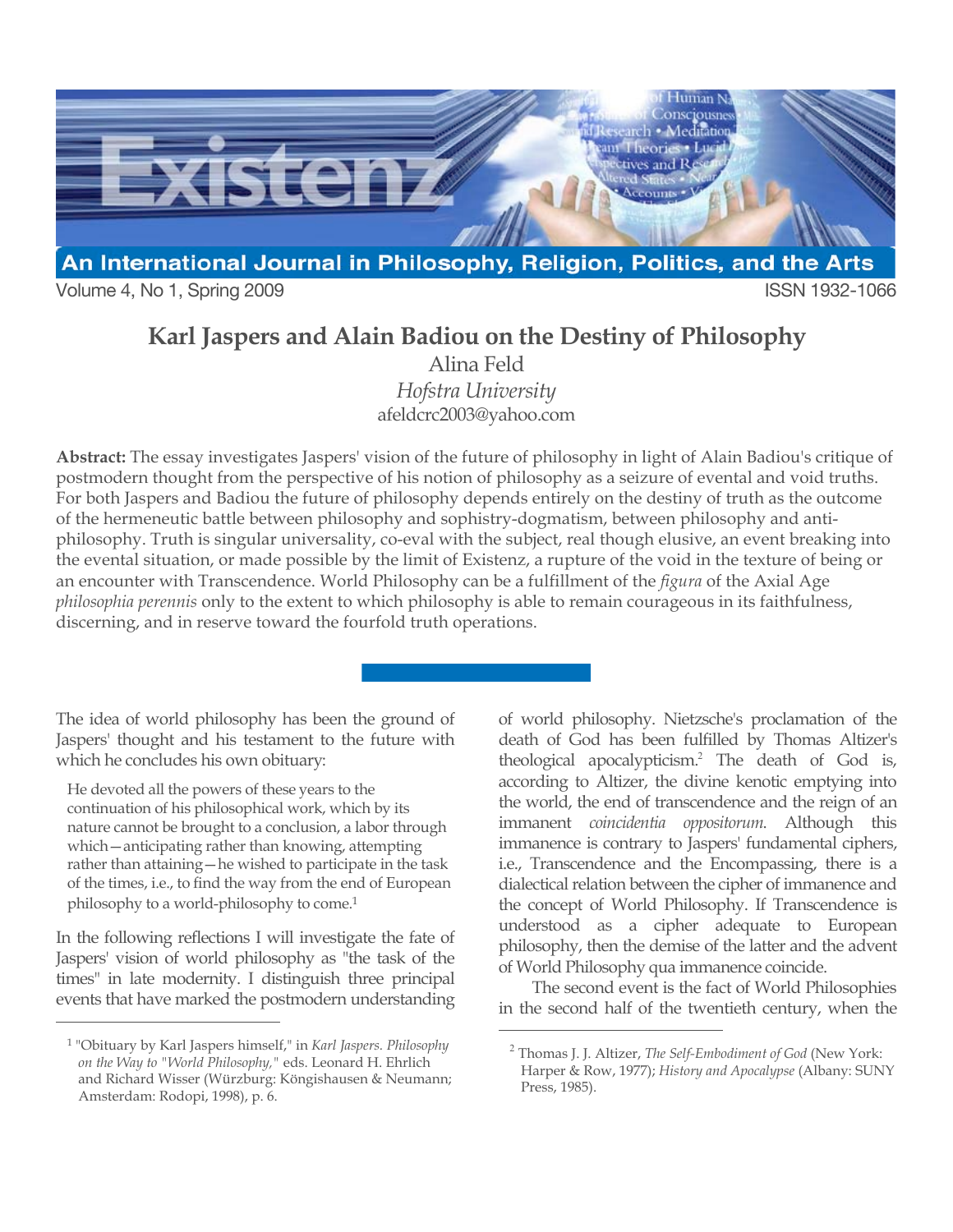# Karl Jaspers and Alain Badiou on the Destiny of Philosophy

Alina Feld
*Hofstra University*
afeldcrc2003@yahoo.com

**Abstract:** The essay investigates Jaspers' vision of the future of philosophy in light of Alain Badiou's critique of postmodern thought from the perspective of his notion of philosophy as a seizure of evental and void truths. For both Jaspers and Badiou the future of philosophy depends entirely on the destiny of truth as the outcome of the hermeneutic battle between philosophy and sophistry-dogmatism, between philosophy and anti-philosophy. Truth is singular universality, co-eval with the subject, real though elusive, an event breaking into the evental situation, or made possible by the limit of Existenz, a rupture of the void in the texture of being or an encounter with Transcendence. World Philosophy can be a fulfillment of the *figura* of the Axial Age *philosophia perennis* only to the extent to which philosophy is able to remain courageous in its faithfulness, discerning, and in reserve toward the fourfold truth operations.

---

The idea of world philosophy has been the ground of Jaspers' thought and his testament to the future with which he concludes his own obituary:

> He devoted all the powers of these years to the continuation of his philosophical work, which by its nature cannot be brought to a conclusion, a labor through which—anticipating rather than knowing, attempting rather than attaining—he wished to participate in the task of the times, i.e., to find the way from the end of European philosophy to a world-philosophy to come.[1]

In the following reflections I will investigate the fate of Jaspers' vision of world philosophy as "the task of the times" in late modernity. I distinguish three principal events that have marked the postmodern understanding of world philosophy. Nietzsche's proclamation of the death of God has been fulfilled by Thomas Altizer's theological apocalypticism.[2] The death of God is, according to Altizer, the divine kenotic emptying into the world, the end of transcendence and the reign of an immanent *coincidentia oppositorum*. Although this immanence is contrary to Jaspers' fundamental ciphers, i.e., Transcendence and the Encompassing, there is a dialectical relation between the cipher of immanence and the concept of World Philosophy. If Transcendence is understood as a cipher adequate to European philosophy, then the demise of the latter and the advent of World Philosophy qua immanence coincide.

The second event is the fact of World Philosophies in the second half of the twentieth century, when the

---

[1] "Obituary by Karl Jaspers himself," in *Karl Jaspers. Philosophy on the Way to "World Philosophy,"* eds. Leonard H. Ehrlich and Richard Wisser (Würzburg: Köngishausen & Neumann; Amsterdam: Rodopi, 1998), p. 6.

[2] Thomas J. J. Altizer, *The Self-Embodiment of God* (New York: Harper & Row, 1977); *History and Apocalypse* (Albany: SUNY Press, 1985).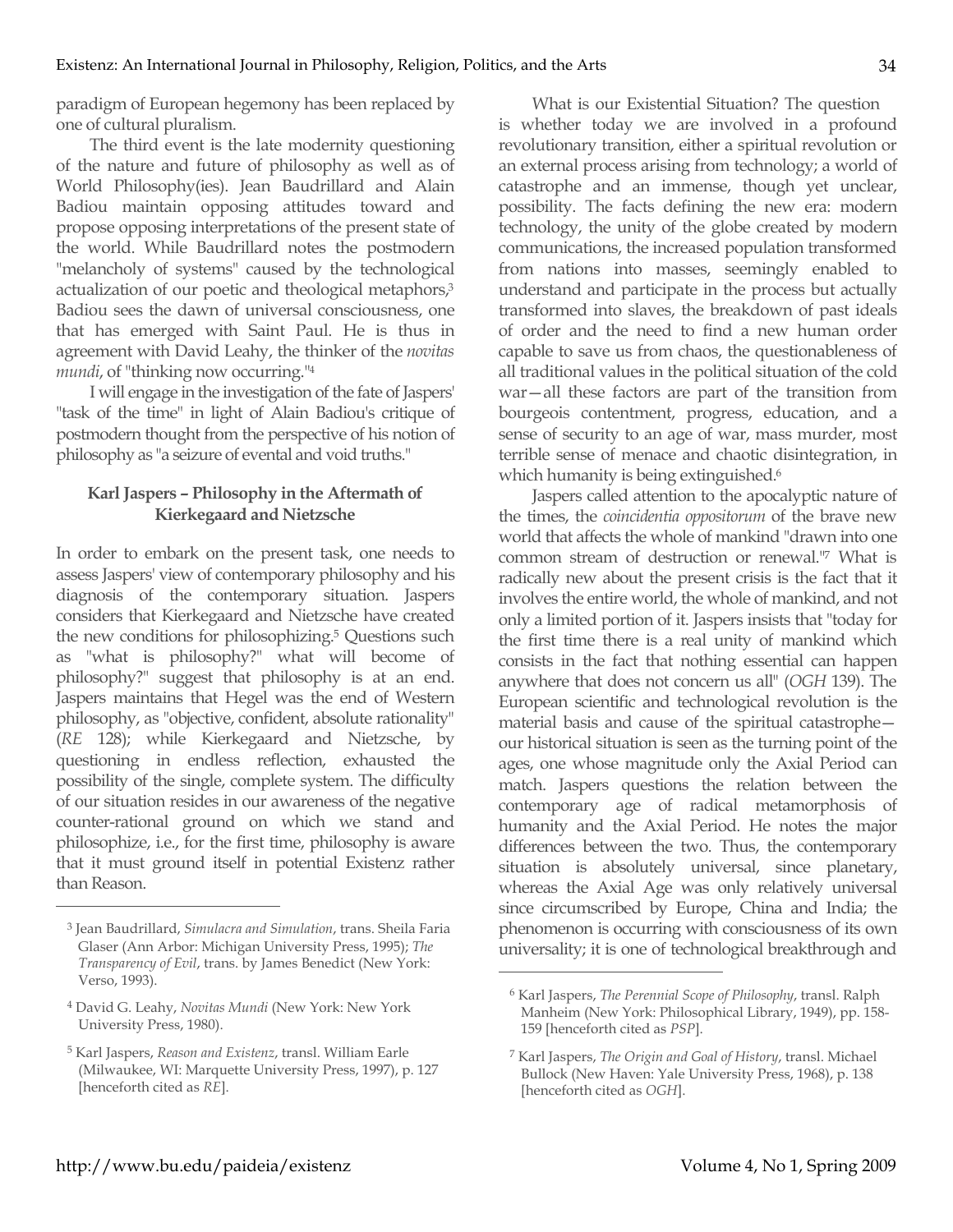paradigm of European hegemony has been replaced by one of cultural pluralism.

The third event is the late modernity questioning of the nature and future of philosophy as well as of World Philosophy(ies). Jean Baudrillard and Alain Badiou maintain opposing attitudes toward and propose opposing interpretations of the present state of the world. While Baudrillard notes the postmodern "melancholy of systems" caused by the technological actualization of our poetic and theological metaphors,[3] Badiou sees the dawn of universal consciousness, one that has emerged with Saint Paul. He is thus in agreement with David Leahy, the thinker of the *novitas mundi*, of "thinking now occurring."[4]

I will engage in the investigation of the fate of Jaspers' "task of the time" in light of Alain Badiou's critique of postmodern thought from the perspective of his notion of philosophy as "a seizure of evental and void truths."

## Karl Jaspers – Philosophy in the Aftermath of Kierkegaard and Nietzsche

In order to embark on the present task, one needs to assess Jaspers' view of contemporary philosophy and his diagnosis of the contemporary situation. Jaspers considers that Kierkegaard and Nietzsche have created the new conditions for philosophizing.[5] Questions such as "what is philosophy?" what will become of philosophy?" suggest that philosophy is at an end. Jaspers maintains that Hegel was the end of Western philosophy, as "objective, confident, absolute rationality" (*RE* 128); while Kierkegaard and Nietzsche, by questioning in endless reflection, exhausted the possibility of the single, complete system. The difficulty of our situation resides in our awareness of the negative counter-rational ground on which we stand and philosophize, i.e., for the first time, philosophy is aware that it must ground itself in potential Existenz rather than Reason.

What is our Existential Situation? The question is whether today we are involved in a profound revolutionary transition, either a spiritual revolution or an external process arising from technology; a world of catastrophe and an immense, though yet unclear, possibility. The facts defining the new era: modern technology, the unity of the globe created by modern communications, the increased population transformed from nations into masses, seemingly enabled to understand and participate in the process but actually transformed into slaves, the breakdown of past ideals of order and the need to find a new human order capable to save us from chaos, the questionableness of all traditional values in the political situation of the cold war—all these factors are part of the transition from bourgeois contentment, progress, education, and a sense of security to an age of war, mass murder, most terrible sense of menace and chaotic disintegration, in which humanity is being extinguished.[6]

Jaspers called attention to the apocalyptic nature of the times, the *coincidentia oppositorum* of the brave new world that affects the whole of mankind "drawn into one common stream of destruction or renewal."[7] What is radically new about the present crisis is the fact that it involves the entire world, the whole of mankind, and not only a limited portion of it. Jaspers insists that "today for the first time there is a real unity of mankind which consists in the fact that nothing essential can happen anywhere that does not concern us all" (*OGH* 139). The European scientific and technological revolution is the material basis and cause of the spiritual catastrophe—our historical situation is seen as the turning point of the ages, one whose magnitude only the Axial Period can match. Jaspers questions the relation between the contemporary age of radical metamorphosis of humanity and the Axial Period. He notes the major differences between the two. Thus, the contemporary situation is absolutely universal, since planetary, whereas the Axial Age was only relatively universal since circumscribed by Europe, China and India; the phenomenon is occurring with consciousness of its own universality; it is one of technological breakthrough and

---

[3] Jean Baudrillard, *Simulacra and Simulation*, trans. Sheila Faria Glaser (Ann Arbor: Michigan University Press, 1995); *The Transparency of Evil*, trans. by James Benedict (New York: Verso, 1993).

[4] David G. Leahy, *Novitas Mundi* (New York: New York University Press, 1980).

[5] Karl Jaspers, *Reason and Existenz*, transl. William Earle (Milwaukee, WI: Marquette University Press, 1997), p. 127 [henceforth cited as *RE*].

[6] Karl Jaspers, *The Perennial Scope of Philosophy*, transl. Ralph Manheim (New York: Philosophical Library, 1949), pp. 158-159 [henceforth cited as *PSP*].

[7] Karl Jaspers, *The Origin and Goal of History*, transl. Michael Bullock (New Haven: Yale University Press, 1968), p. 138 [henceforth cited as *OGH*].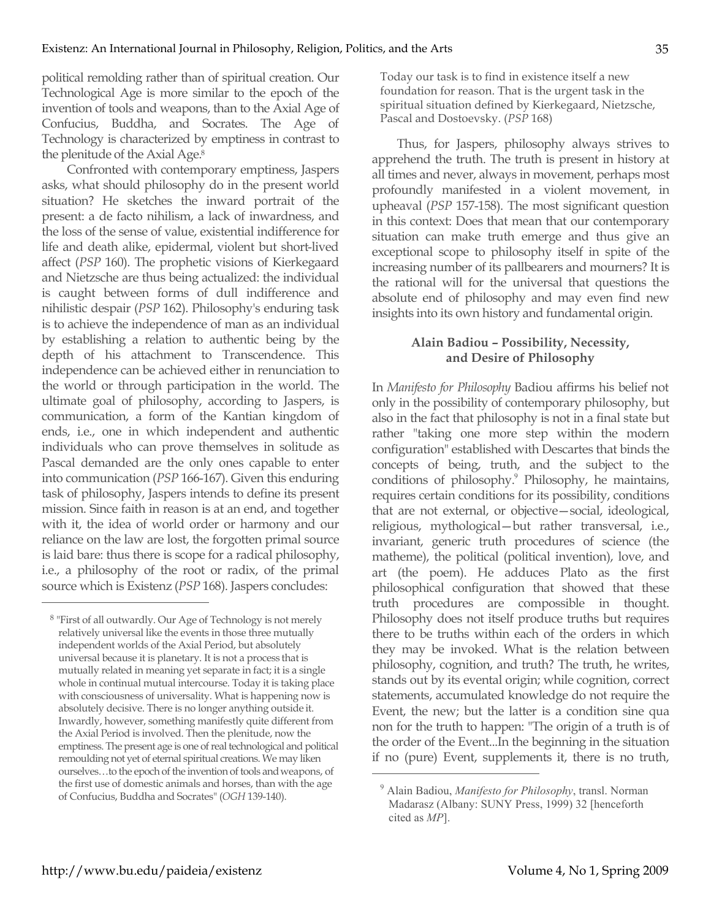political remolding rather than of spiritual creation. Our Technological Age is more similar to the epoch of the invention of tools and weapons, than to the Axial Age of Confucius, Buddha, and Socrates. The Age of Technology is characterized by emptiness in contrast to the plenitude of the Axial Age.[8]

Confronted with contemporary emptiness, Jaspers asks, what should philosophy do in the present world situation? He sketches the inward portrait of the present: a de facto nihilism, a lack of inwardness, and the loss of the sense of value, existential indifference for life and death alike, epidermal, violent but short-lived affect (*PSP* 160). The prophetic visions of Kierkegaard and Nietzsche are thus being actualized: the individual is caught between forms of dull indifference and nihilistic despair (*PSP* 162). Philosophy's enduring task is to achieve the independence of man as an individual by establishing a relation to authentic being by the depth of his attachment to Transcendence. This independence can be achieved either in renunciation to the world or through participation in the world. The ultimate goal of philosophy, according to Jaspers, is communication, a form of the Kantian kingdom of ends, i.e., one in which independent and authentic individuals who can prove themselves in solitude as Pascal demanded are the only ones capable to enter into communication (*PSP* 166-167). Given this enduring task of philosophy, Jaspers intends to define its present mission. Since faith in reason is at an end, and together with it, the idea of world order or harmony and our reliance on the law are lost, the forgotten primal source is laid bare: thus there is scope for a radical philosophy, i.e., a philosophy of the root or radix, of the primal source which is Existenz (*PSP* 168). Jaspers concludes:

> Today our task is to find in existence itself a new foundation for reason. That is the urgent task in the spiritual situation defined by Kierkegaard, Nietzsche, Pascal and Dostoevsky. (*PSP* 168)

Thus, for Jaspers, philosophy always strives to apprehend the truth. The truth is present in history at all times and never, always in movement, perhaps most profoundly manifested in a violent movement, in upheaval (*PSP* 157-158). The most significant question in this context: Does that mean that our contemporary situation can make truth emerge and thus give an exceptional scope to philosophy itself in spite of the increasing number of its pallbearers and mourners? It is the rational will for the universal that questions the absolute end of philosophy and may even find new insights into its own history and fundamental origin.

## Alain Badiou – Possibility, Necessity, and Desire of Philosophy

In *Manifesto for Philosophy* Badiou affirms his belief not only in the possibility of contemporary philosophy, but also in the fact that philosophy is not in a final state but rather "taking one more step within the modern configuration" established with Descartes that binds the concepts of being, truth, and the subject to the conditions of philosophy.[9] Philosophy, he maintains, requires certain conditions for its possibility, conditions that are not external, or objective—social, ideological, religious, mythological—but rather transversal, i.e., invariant, generic truth procedures of science (the matheme), the political (political invention), love, and art (the poem). He adduces Plato as the first philosophical configuration that showed that these truth procedures are compossible in thought. Philosophy does not itself produce truths but requires there to be truths within each of the orders in which they may be invoked. What is the relation between philosophy, cognition, and truth? The truth, he writes, stands out by its evental origin; while cognition, correct statements, accumulated knowledge do not require the Event, the new; but the latter is a condition sine qua non for the truth to happen: "The origin of a truth is of the order of the Event...In the beginning in the situation if no (pure) Event, supplements it, there is no truth,

---

[8] "First of all outwardly. Our Age of Technology is not merely relatively universal like the events in those three mutually independent worlds of the Axial Period, but absolutely universal because it is planetary. It is not a process that is mutually related in meaning yet separate in fact; it is a single whole in continual mutual intercourse. Today it is taking place with consciousness of universality. What is happening now is absolutely decisive. There is no longer anything outside it. Inwardly, however, something manifestly quite different from the Axial Period is involved. Then the plenitude, now the emptiness. The present age is one of real technological and political remolding not yet of eternal spiritual creations. We may liken ourselves…to the epoch of the invention of tools and weapons, of the first use of domestic animals and horses, than with the age of Confucius, Buddha and Socrates" (*OGH* 139-140).

[9] Alain Badiou, *Manifesto for Philosophy*, transl. Norman Madarasz (Albany: SUNY Press, 1999) 32 [henceforth cited as *MP*].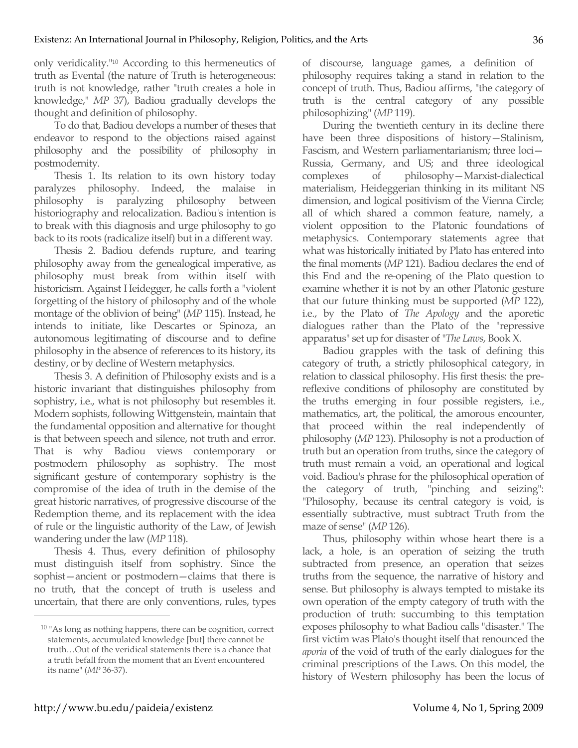only veridicality."[10] According to this hermeneutics of truth as Evental (the nature of Truth is heterogeneous: truth is not knowledge, rather "truth creates a hole in knowledge," *MP* 37), Badiou gradually develops the thought and definition of philosophy.

To do that, Badiou develops a number of theses that endeavor to respond to the objections raised against philosophy and the possibility of philosophy in postmodernity.

Thesis 1. Its relation to its own history today paralyzes philosophy. Indeed, the malaise in philosophy is paralyzing philosophy between historiography and relocalization. Badiou's intention is to break with this diagnosis and urge philosophy to go back to its roots (radicalize itself) but in a different way.

Thesis 2. Badiou defends rupture, and tearing philosophy away from the genealogical imperative, as philosophy must break from within itself with historicism. Against Heidegger, he calls forth a "violent forgetting of the history of philosophy and of the whole montage of the oblivion of being" (*MP* 115). Instead, he intends to initiate, like Descartes or Spinoza, an autonomous legitimating of discourse and to define philosophy in the absence of references to its history, its destiny, or by decline of Western metaphysics.

Thesis 3. A definition of Philosophy exists and is a historic invariant that distinguishes philosophy from sophistry, i.e., what is not philosophy but resembles it. Modern sophists, following Wittgenstein, maintain that the fundamental opposition and alternative for thought is that between speech and silence, not truth and error. That is why Badiou views contemporary or postmodern philosophy as sophistry. The most significant gesture of contemporary sophistry is the compromise of the idea of truth in the demise of the great historic narratives, of progressive discourse of the Redemption theme, and its replacement with the idea of rule or the linguistic authority of the Law, of Jewish wandering under the law (*MP* 118).

Thesis 4. Thus, every definition of philosophy must distinguish itself from sophistry. Since the sophist—ancient or postmodern—claims that there is no truth, that the concept of truth is useless and uncertain, that there are only conventions, rules, types of discourse, language games, a definition of philosophy requires taking a stand in relation to the concept of truth. Thus, Badiou affirms, "the category of truth is the central category of any possible philosophizing" (*MP* 119).

During the twentieth century in its decline there have been three dispositions of history—Stalinism, Fascism, and Western parliamentarianism; three loci—Russia, Germany, and US; and three ideological complexes of philosophy—Marxist-dialectical materialism, Heideggerian thinking in its militant NS dimension, and logical positivism of the Vienna Circle; all of which shared a common feature, namely, a violent opposition to the Platonic foundations of metaphysics. Contemporary statements agree that what was historically initiated by Plato has entered into the final moments (*MP* 121). Badiou declares the end of this End and the re-opening of the Plato question to examine whether it is not by an other Platonic gesture that our future thinking must be supported (*MP* 122), i.e., by the Plato of *The Apology* and the aporetic dialogues rather than the Plato of the "repressive apparatus" set up for disaster of "*The Laws*, Book X.

Badiou grapples with the task of defining this category of truth, a strictly philosophical category, in relation to classical philosophy. His first thesis: the pre-reflexive conditions of philosophy are constituted by the truths emerging in four possible registers, i.e., mathematics, art, the political, the amorous encounter, that proceed within the real independently of philosophy (*MP* 123). Philosophy is not a production of truth but an operation from truths, since the category of truth must remain a void, an operational and logical void. Badiou's phrase for the philosophical operation of the category of truth, "pinching and seizing": "Philosophy, because its central category is void, is essentially subtractive, must subtract Truth from the maze of sense" (*MP* 126).

Thus, philosophy within whose heart there is a lack, a hole, is an operation of seizing the truth subtracted from presence, an operation that seizes truths from the sequence, the narrative of history and sense. But philosophy is always tempted to mistake its own operation of the empty category of truth with the production of truth: succumbing to this temptation exposes philosophy to what Badiou calls "disaster." The first victim was Plato's thought itself that renounced the *aporia* of the void of truth of the early dialogues for the criminal prescriptions of the Laws. On this model, the history of Western philosophy has been the locus of

---

[10] "As long as nothing happens, there can be cognition, correct statements, accumulated knowledge [but] there cannot be truth…Out of the veridical statements there is a chance that a truth befall from the moment that an Event encountered its name" (*MP* 36-37).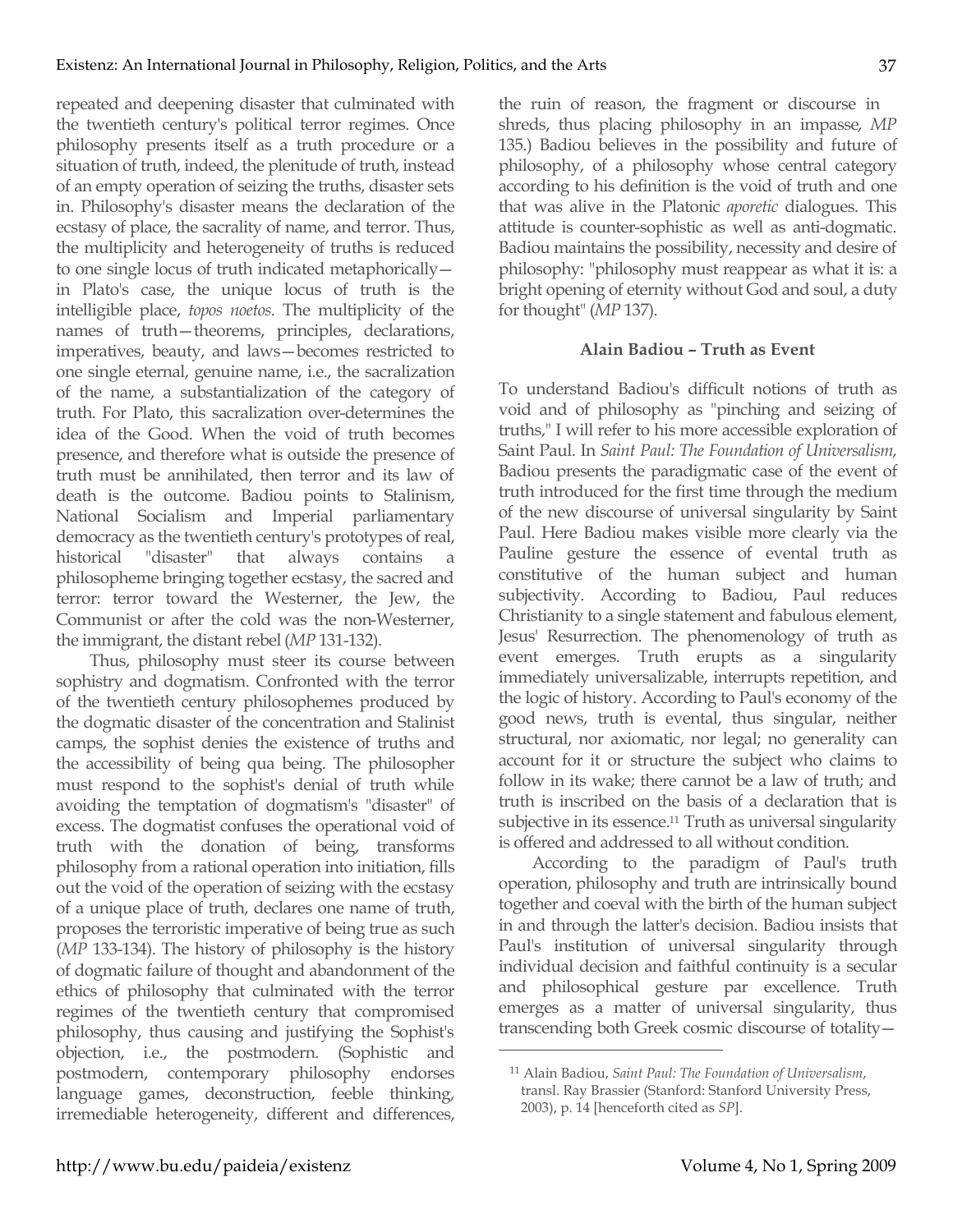repeated and deepening disaster that culminated with the twentieth century's political terror regimes. Once philosophy presents itself as a truth procedure or a situation of truth, indeed, the plenitude of truth, instead of an empty operation of seizing the truths, disaster sets in. Philosophy's disaster means the declaration of the ecstasy of place, the sacrality of name, and terror. Thus, the multiplicity and heterogeneity of truths is reduced to one single locus of truth indicated metaphorically—in Plato's case, the unique locus of truth is the intelligible place, *topos noetos*. The multiplicity of the names of truth—theorems, principles, declarations, imperatives, beauty, and laws—becomes restricted to one single eternal, genuine name, i.e., the sacralization of the name, a substantialization of the category of truth. For Plato, this sacralization over-determines the idea of the Good. When the void of truth becomes presence, and therefore what is outside the presence of truth must be annihilated, then terror and its law of death is the outcome. Badiou points to Stalinism, National Socialism and Imperial parliamentary democracy as the twentieth century's prototypes of real, historical "disaster" that always contains a philosopheme bringing together ecstasy, the sacred and terror: terror toward the Westerner, the Jew, the Communist or after the cold was the non-Westerner, the immigrant, the distant rebel (*MP* 131-132).

Thus, philosophy must steer its course between sophistry and dogmatism. Confronted with the terror of the twentieth century philosophemes produced by the dogmatic disaster of the concentration and Stalinist camps, the sophist denies the existence of truths and the accessibility of being qua being. The philosopher must respond to the sophist's denial of truth while avoiding the temptation of dogmatism's "disaster" of excess. The dogmatist confuses the operational void of truth with the donation of being, transforms philosophy from a rational operation into initiation, fills out the void of the operation of seizing with the ecstasy of a unique place of truth, declares one name of truth, proposes the terroristic imperative of being true as such (*MP* 133-134). The history of philosophy is the history of dogmatic failure of thought and abandonment of the ethics of philosophy that culminated with the terror regimes of the twentieth century that compromised philosophy, thus causing and justifying the Sophist's objection, i.e., the postmodern. (Sophistic and postmodern, contemporary philosophy endorses language games, deconstruction, feeble thinking, irremediable heterogeneity, different and differences, the ruin of reason, the fragment or discourse in shreds, thus placing philosophy in an impasse, *MP* 135.) Badiou believes in the possibility and future of philosophy, of a philosophy whose central category according to his definition is the void of truth and one that was alive in the Platonic *aporetic* dialogues. This attitude is counter-sophistic as well as anti-dogmatic. Badiou maintains the possibility, necessity and desire of philosophy: "philosophy must reappear as what it is: a bright opening of eternity without God and soul, a duty for thought" (*MP* 137).

### Alain Badiou – Truth as Event

To understand Badiou's difficult notions of truth as void and of philosophy as "pinching and seizing of truths," I will refer to his more accessible exploration of Saint Paul. In *Saint Paul: The Foundation of Universalism*, Badiou presents the paradigmatic case of the event of truth introduced for the first time through the medium of the new discourse of universal singularity by Saint Paul. Here Badiou makes visible more clearly via the Pauline gesture the essence of evental truth as constitutive of the human subject and human subjectivity. According to Badiou, Paul reduces Christianity to a single statement and fabulous element, Jesus' Resurrection. The phenomenology of truth as event emerges. Truth erupts as a singularity immediately universalizable, interrupts repetition, and the logic of history. According to Paul's economy of the good news, truth is evental, thus singular, neither structural, nor axiomatic, nor legal; no generality can account for it or structure the subject who claims to follow in its wake; there cannot be a law of truth; and truth is inscribed on the basis of a declaration that is subjective in its essence.[11] Truth as universal singularity is offered and addressed to all without condition.

According to the paradigm of Paul's truth operation, philosophy and truth are intrinsically bound together and coeval with the birth of the human subject in and through the latter's decision. Badiou insists that Paul's institution of universal singularity through individual decision and faithful continuity is a secular and philosophical gesture par excellence. Truth emerges as a matter of universal singularity, thus transcending both Greek cosmic discourse of totality—

---

[11] Alain Badiou, *Saint Paul: The Foundation of Universalism*, transl. Ray Brassier (Stanford: Stanford University Press, 2003), p. 14 [henceforth cited as *SP*].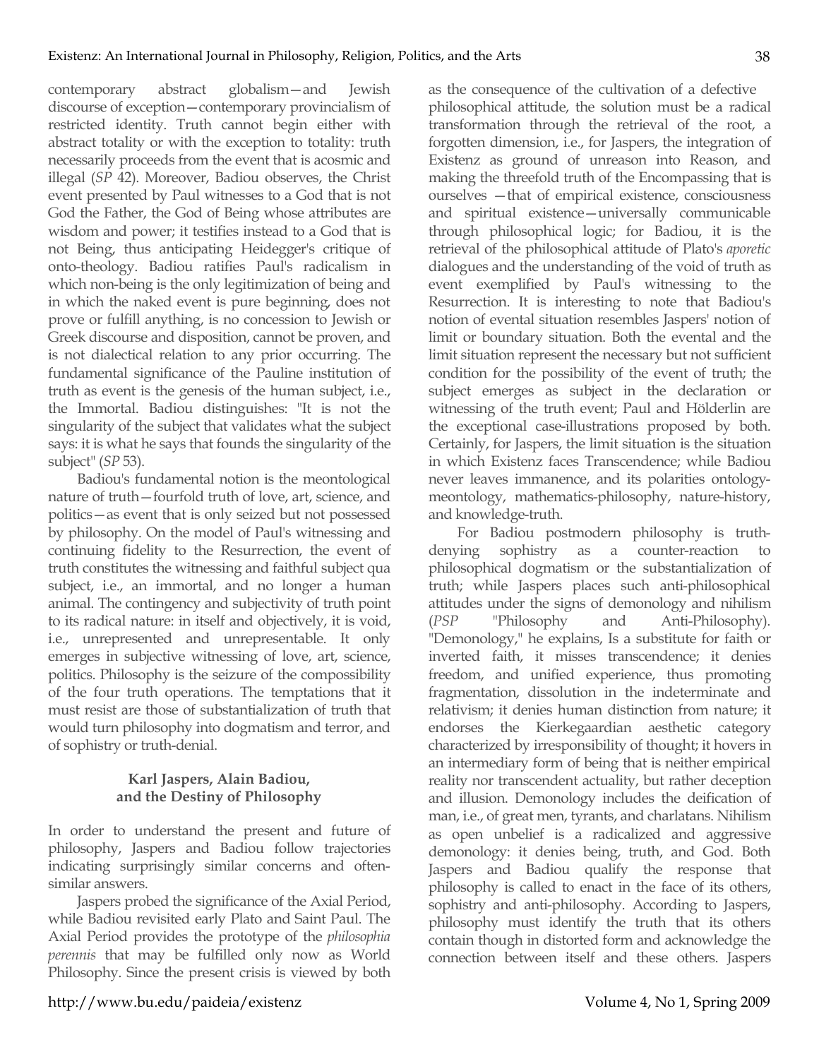contemporary abstract globalism—and Jewish discourse of exception—contemporary provincialism of restricted identity. Truth cannot begin either with abstract totality or with the exception to totality: truth necessarily proceeds from the event that is acosmic and illegal (*SP* 42). Moreover, Badiou observes, the Christ event presented by Paul witnesses to a God that is not God the Father, the God of Being whose attributes are wisdom and power; it testifies instead to a God that is not Being, thus anticipating Heidegger's critique of onto-theology. Badiou ratifies Paul's radicalism in which non-being is the only legitimization of being and in which the naked event is pure beginning, does not prove or fulfill anything, is no concession to Jewish or Greek discourse and disposition, cannot be proven, and is not dialectical relation to any prior occurring. The fundamental significance of the Pauline institution of truth as event is the genesis of the human subject, i.e., the Immortal. Badiou distinguishes: "It is not the singularity of the subject that validates what the subject says: it is what he says that founds the singularity of the subject" (*SP* 53).

Badiou's fundamental notion is the meontological nature of truth—fourfold truth of love, art, science, and politics—as event that is only seized but not possessed by philosophy. On the model of Paul's witnessing and continuing fidelity to the Resurrection, the event of truth constitutes the witnessing and faithful subject qua subject, i.e., an immortal, and no longer a human animal. The contingency and subjectivity of truth point to its radical nature: in itself and objectively, it is void, i.e., unrepresented and unrepresentable. It only emerges in subjective witnessing of love, art, science, politics. Philosophy is the seizure of the compossibility of the four truth operations. The temptations that it must resist are those of substantialization of truth that would turn philosophy into dogmatism and terror, and of sophistry or truth-denial.

## Karl Jaspers, Alain Badiou, and the Destiny of Philosophy

In order to understand the present and future of philosophy, Jaspers and Badiou follow trajectories indicating surprisingly similar concerns and often-similar answers.

Jaspers probed the significance of the Axial Period, while Badiou revisited early Plato and Saint Paul. The Axial Period provides the prototype of the *philosophia perennis* that may be fulfilled only now as World Philosophy. Since the present crisis is viewed by both as the consequence of the cultivation of a defective philosophical attitude, the solution must be a radical transformation through the retrieval of the root, a forgotten dimension, i.e., for Jaspers, the integration of Existenz as ground of unreason into Reason, and making the threefold truth of the Encompassing that is ourselves —that of empirical existence, consciousness and spiritual existence—universally communicable through philosophical logic; for Badiou, it is the retrieval of the philosophical attitude of Plato's *aporetic* dialogues and the understanding of the void of truth as event exemplified by Paul's witnessing to the Resurrection. It is interesting to note that Badiou's notion of evental situation resembles Jaspers' notion of limit or boundary situation. Both the evental and the limit situation represent the necessary but not sufficient condition for the possibility of the event of truth; the subject emerges as subject in the declaration or witnessing of the truth event; Paul and Hölderlin are the exceptional case-illustrations proposed by both. Certainly, for Jaspers, the limit situation is the situation in which Existenz faces Transcendence; while Badiou never leaves immanence, and its polarities ontology-meontology, mathematics-philosophy, nature-history, and knowledge-truth.

For Badiou postmodern philosophy is truth-denying sophistry as a counter-reaction to philosophical dogmatism or the substantialization of truth; while Jaspers places such anti-philosophical attitudes under the signs of demonology and nihilism (*PSP* "Philosophy and Anti-Philosophy). "Demonology," he explains, Is a substitute for faith or inverted faith, it misses transcendence; it denies freedom, and unified experience, thus promoting fragmentation, dissolution in the indeterminate and relativism; it denies human distinction from nature; it endorses the Kierkegaardian aesthetic category characterized by irresponsibility of thought; it hovers in an intermediary form of being that is neither empirical reality nor transcendent actuality, but rather deception and illusion. Demonology includes the deification of man, i.e., of great men, tyrants, and charlatans. Nihilism as open unbelief is a radicalized and aggressive demonology: it denies being, truth, and God. Both Jaspers and Badiou qualify the response that philosophy is called to enact in the face of its others, sophistry and anti-philosophy. According to Jaspers, philosophy must identify the truth that its others contain though in distorted form and acknowledge the connection between itself and these others. Jaspers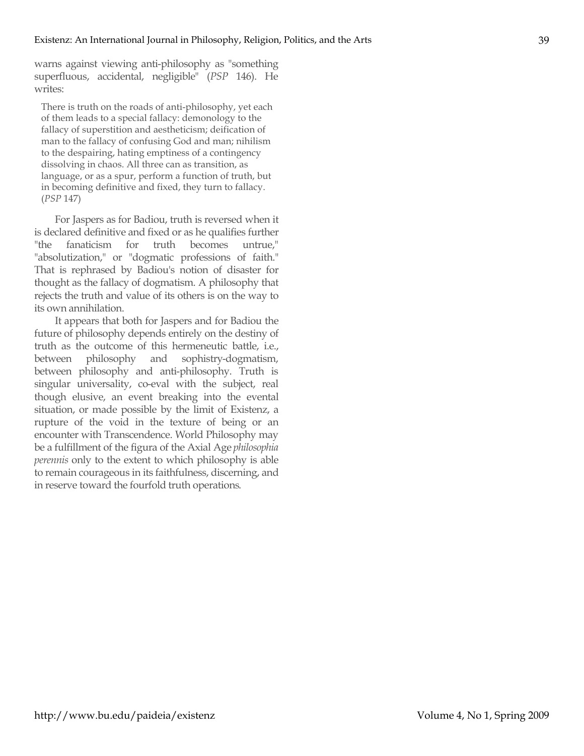warns against viewing anti-philosophy as "something superfluous, accidental, negligible" (*PSP* 146). He writes:

> There is truth on the roads of anti-philosophy, yet each of them leads to a special fallacy: demonology to the fallacy of superstition and aestheticism; deification of man to the fallacy of confusing God and man; nihilism to the despairing, hating emptiness of a contingency dissolving in chaos. All three can as transition, as language, or as a spur, perform a function of truth, but in becoming definitive and fixed, they turn to fallacy. (*PSP* 147)

For Jaspers as for Badiou, truth is reversed when it is declared definitive and fixed or as he qualifies further "the fanaticism for truth becomes untrue," "absolutization," or "dogmatic professions of faith." That is rephrased by Badiou's notion of disaster for thought as the fallacy of dogmatism. A philosophy that rejects the truth and value of its others is on the way to its own annihilation.

It appears that both for Jaspers and for Badiou the future of philosophy depends entirely on the destiny of truth as the outcome of this hermeneutic battle, i.e., between philosophy and sophistry-dogmatism, between philosophy and anti-philosophy. Truth is singular universality, co-eval with the subject, real though elusive, an event breaking into the evental situation, or made possible by the limit of Existenz, a rupture of the void in the texture of being or an encounter with Transcendence. World Philosophy may be a fulfillment of the figura of the Axial Age *philosophia perennis* only to the extent to which philosophy is able to remain courageous in its faithfulness, discerning, and in reserve toward the fourfold truth operations.